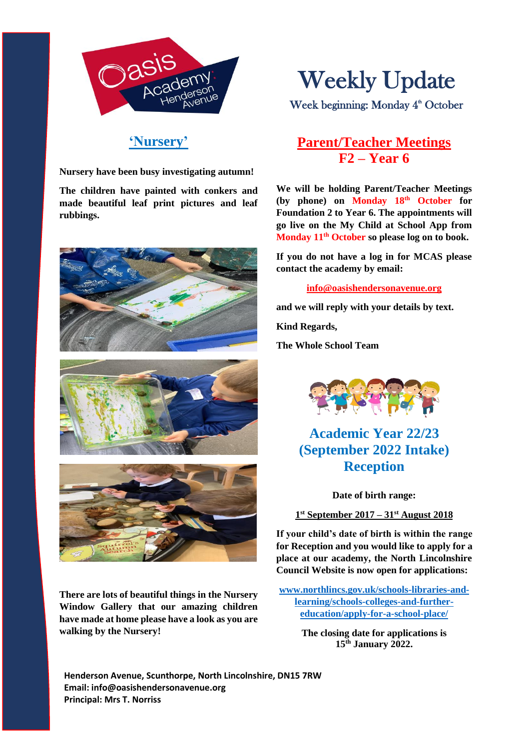# Weekly Update

Week beginning: Monday 4th October

## 'Nursery'

**Nursery have been busy investigating autumn!**

**The children have painted with conkers and made beautiful leaf print pictures and leaf rubbings.**

**There are lots of beautiful things in the Nursery Window Gallery that our amazing children have made at home please have a look as you are walking by the Nursery!**

## Parent/Teacher Meetings F2 – Year 6

**We will be holding Parent/Teacher Meetings (by phone) on Monday 18th October for Foundation 2 to Year 6. The appointments will go live on the My Child at School App from Monday 11th October so please log on to book.**

**If you do not have a log in for MCAS please contact the academy by email:**

**info@oasishendersonavenue.org**

**and we will reply with your details by text.**

**Kind Regards,**

**The Whole School Team**

## Academic Year 22/23 (September 2022 Intake) Reception

**Date of birth range:**

**1st September 2017 – 31st August 2018**

**If your child's date of birth is within the range for Reception and you would like to apply for a place at our academy, the North Lincolnshire Council Website is now open for applications:**

**www.northlincs.gov.uk/schools-libraries-and-learning/schools-colleges-and-further-education/apply-for-a-school-place/**

**The closing date for applications is 15th January 2022.**

**Henderson Avenue, Scunthorpe, North Lincolnshire, DN15 7RW**
**Email: info@oasishendersonavenue.org**
**Principal: Mrs T. Norriss**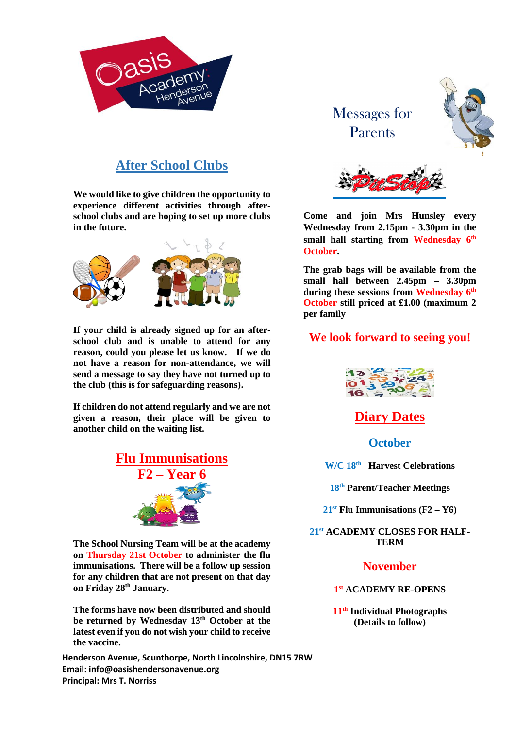Messages for Parents

## After School Clubs

**We would like to give children the opportunity to experience different activities through after-school clubs and are hoping to set up more clubs in the future.**

**If your child is already signed up for an after-school club and is unable to attend for any reason, could you please let us know. If we do not have a reason for non-attendance, we will send a message to say they have not turned up to the club (this is for safeguarding reasons).**

**If children do not attend regularly and we are not given a reason, their place will be given to another child on the waiting list.**

## Flu Immunisations
## F2 – Year 6

**The School Nursing Team will be at the academy on Thursday 21st October to administer the flu immunisations. There will be a follow up session for any children that are not present on that day on Friday 28th January.**

**The forms have now been distributed and should be returned by Wednesday 13th October at the latest even if you do not wish your child to receive the vaccine.**

## PitStop

**Come and join Mrs Hunsley every Wednesday from 2.15pm - 3.30pm in the small hall starting from Wednesday 6th October.**

**The grab bags will be available from the small hall between 2.45pm – 3.30pm during these sessions from Wednesday 6th October still priced at £1.00 (maximum 2 per family**

**We look forward to seeing you!**

## Diary Dates

### October

**W/C 18th Harvest Celebrations**

**18th Parent/Teacher Meetings**

**21st Flu Immunisations (F2 – Y6)**

**21st ACADEMY CLOSES FOR HALF-TERM**

### November

**1st ACADEMY RE-OPENS**

**11th Individual Photographs (Details to follow)**

**Henderson Avenue, Scunthorpe, North Lincolnshire, DN15 7RW**
**Email: info@oasishendersonavenue.org**
**Principal: Mrs T. Norriss**